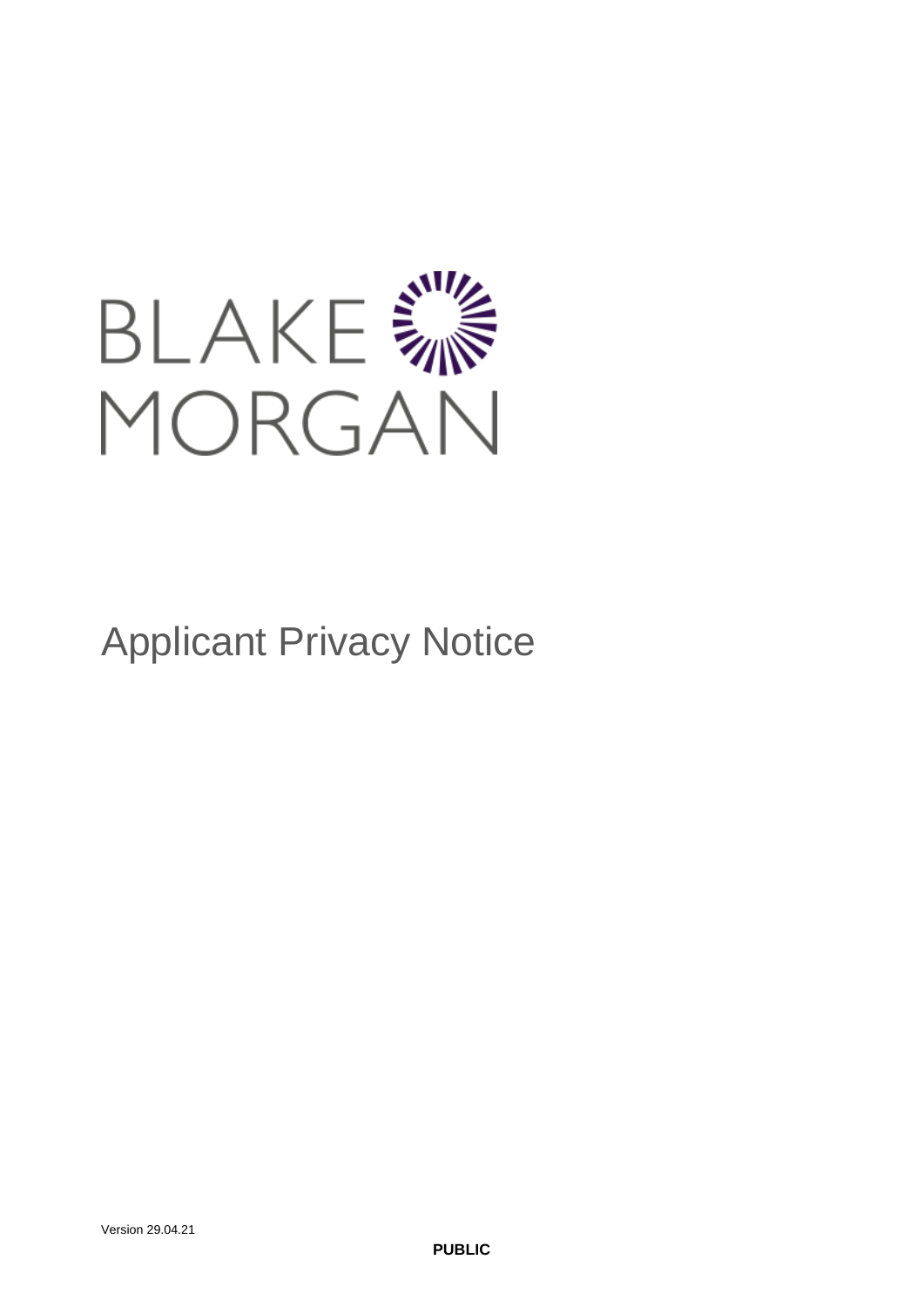BLAKE MORGAN

# Applicant Privacy Notice

Version 29.04.21

**PUBLIC**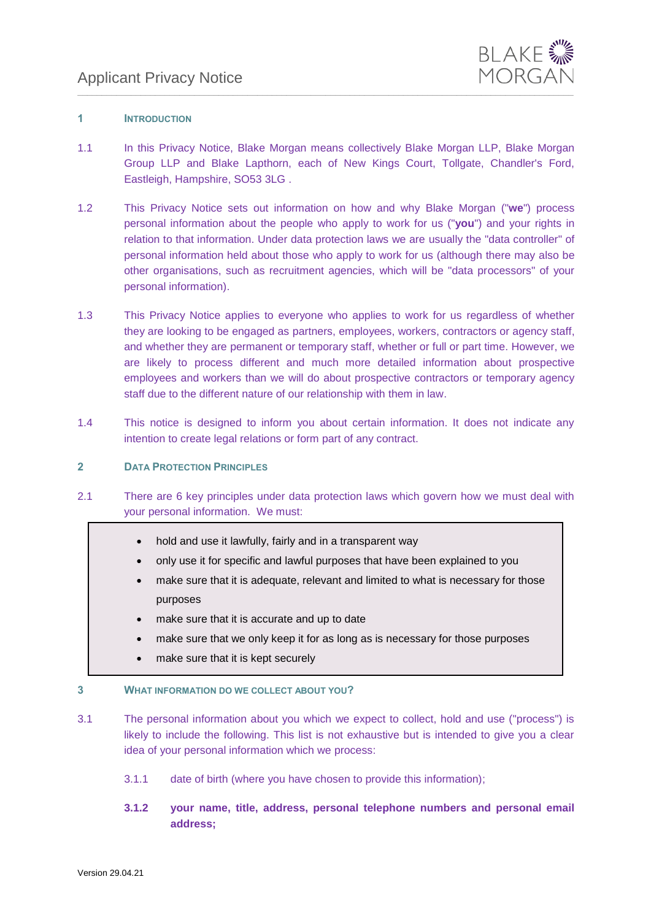## 1 INTRODUCTION

1.1 In this Privacy Notice, Blake Morgan means collectively Blake Morgan LLP, Blake Morgan Group LLP and Blake Lapthorn, each of New Kings Court, Tollgate, Chandler's Ford, Eastleigh, Hampshire, SO53 3LG .

1.2 This Privacy Notice sets out information on how and why Blake Morgan ("**we**") process personal information about the people who apply to work for us ("**you**") and your rights in relation to that information. Under data protection laws we are usually the "data controller" of personal information held about those who apply to work for us (although there may also be other organisations, such as recruitment agencies, which will be "data processors" of your personal information).

1.3 This Privacy Notice applies to everyone who applies to work for us regardless of whether they are looking to be engaged as partners, employees, workers, contractors or agency staff, and whether they are permanent or temporary staff, whether or full or part time. However, we are likely to process different and much more detailed information about prospective employees and workers than we will do about prospective contractors or temporary agency staff due to the different nature of our relationship with them in law.

1.4 This notice is designed to inform you about certain information. It does not indicate any intention to create legal relations or form part of any contract.

## 2 DATA PROTECTION PRINCIPLES

2.1 There are 6 key principles under data protection laws which govern how we must deal with your personal information. We must:

- hold and use it lawfully, fairly and in a transparent way
- only use it for specific and lawful purposes that have been explained to you
- make sure that it is adequate, relevant and limited to what is necessary for those purposes
- make sure that it is accurate and up to date
- make sure that we only keep it for as long as is necessary for those purposes
- make sure that it is kept securely

## 3 WHAT INFORMATION DO WE COLLECT ABOUT YOU?

3.1 The personal information about you which we expect to collect, hold and use ("process") is likely to include the following. This list is not exhaustive but is intended to give you a clear idea of your personal information which we process:

3.1.1 date of birth (where you have chosen to provide this information);

**3.1.2 your name, title, address, personal telephone numbers and personal email address;**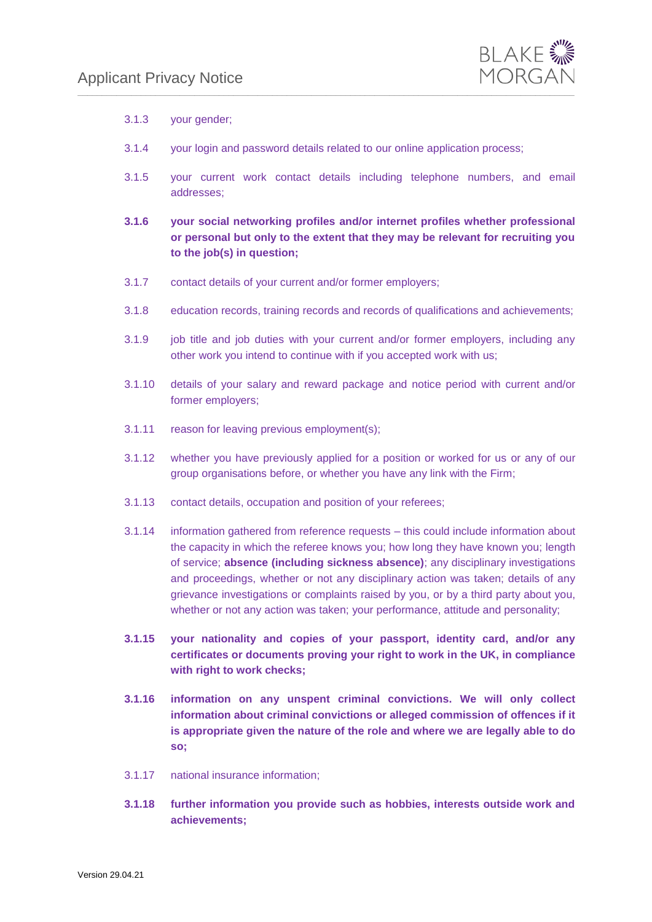3.1.3 your gender;

3.1.4 your login and password details related to our online application process;

3.1.5 your current work contact details including telephone numbers, and email addresses;

**3.1.6 your social networking profiles and/or internet profiles whether professional or personal but only to the extent that they may be relevant for recruiting you to the job(s) in question;**

3.1.7 contact details of your current and/or former employers;

3.1.8 education records, training records and records of qualifications and achievements;

3.1.9 job title and job duties with your current and/or former employers, including any other work you intend to continue with if you accepted work with us;

3.1.10 details of your salary and reward package and notice period with current and/or former employers;

3.1.11 reason for leaving previous employment(s);

3.1.12 whether you have previously applied for a position or worked for us or any of our group organisations before, or whether you have any link with the Firm;

3.1.13 contact details, occupation and position of your referees;

3.1.14 information gathered from reference requests – this could include information about the capacity in which the referee knows you; how long they have known you; length of service; **absence (including sickness absence)**; any disciplinary investigations and proceedings, whether or not any disciplinary action was taken; details of any grievance investigations or complaints raised by you, or by a third party about you, whether or not any action was taken; your performance, attitude and personality;

**3.1.15 your nationality and copies of your passport, identity card, and/or any certificates or documents proving your right to work in the UK, in compliance with right to work checks;**

**3.1.16 information on any unspent criminal convictions. We will only collect information about criminal convictions or alleged commission of offences if it is appropriate given the nature of the role and where we are legally able to do so;**

3.1.17 national insurance information;

**3.1.18 further information you provide such as hobbies, interests outside work and achievements;**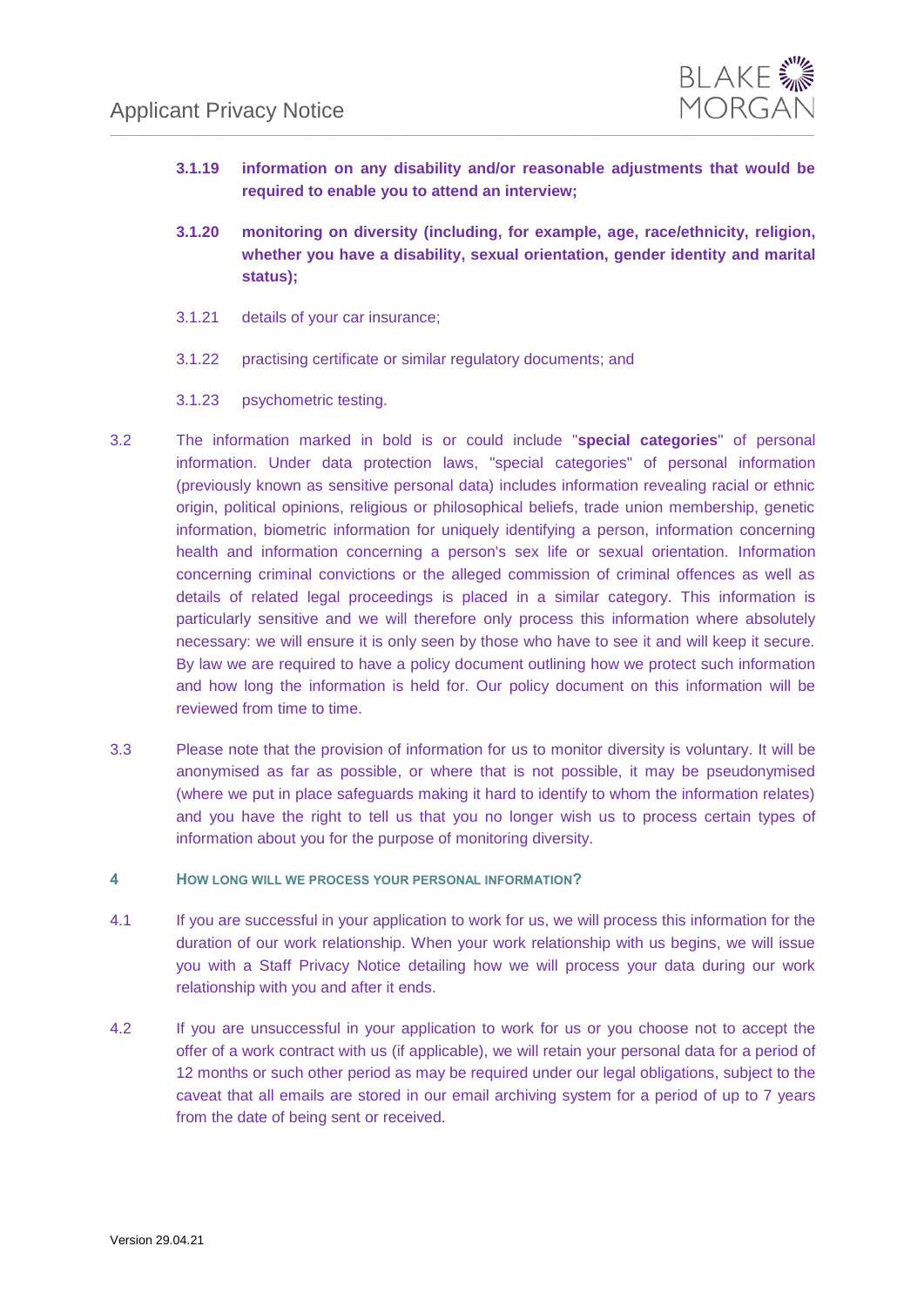**3.1.19 information on any disability and/or reasonable adjustments that would be required to enable you to attend an interview;**

**3.1.20 monitoring on diversity (including, for example, age, race/ethnicity, religion, whether you have a disability, sexual orientation, gender identity and marital status);**

3.1.21 details of your car insurance;

3.1.22 practising certificate or similar regulatory documents; and

3.1.23 psychometric testing.

3.2 The information marked in bold is or could include "**special categories**" of personal information. Under data protection laws, "special categories" of personal information (previously known as sensitive personal data) includes information revealing racial or ethnic origin, political opinions, religious or philosophical beliefs, trade union membership, genetic information, biometric information for uniquely identifying a person, information concerning health and information concerning a person's sex life or sexual orientation. Information concerning criminal convictions or the alleged commission of criminal offences as well as details of related legal proceedings is placed in a similar category. This information is particularly sensitive and we will therefore only process this information where absolutely necessary: we will ensure it is only seen by those who have to see it and will keep it secure. By law we are required to have a policy document outlining how we protect such information and how long the information is held for. Our policy document on this information will be reviewed from time to time.

3.3 Please note that the provision of information for us to monitor diversity is voluntary. It will be anonymised as far as possible, or where that is not possible, it may be pseudonymised (where we put in place safeguards making it hard to identify to whom the information relates) and you have the right to tell us that you no longer wish us to process certain types of information about you for the purpose of monitoring diversity.

## 4 HOW LONG WILL WE PROCESS YOUR PERSONAL INFORMATION?

4.1 If you are successful in your application to work for us, we will process this information for the duration of our work relationship. When your work relationship with us begins, we will issue you with a Staff Privacy Notice detailing how we will process your data during our work relationship with you and after it ends.

4.2 If you are unsuccessful in your application to work for us or you choose not to accept the offer of a work contract with us (if applicable), we will retain your personal data for a period of 12 months or such other period as may be required under our legal obligations, subject to the caveat that all emails are stored in our email archiving system for a period of up to 7 years from the date of being sent or received.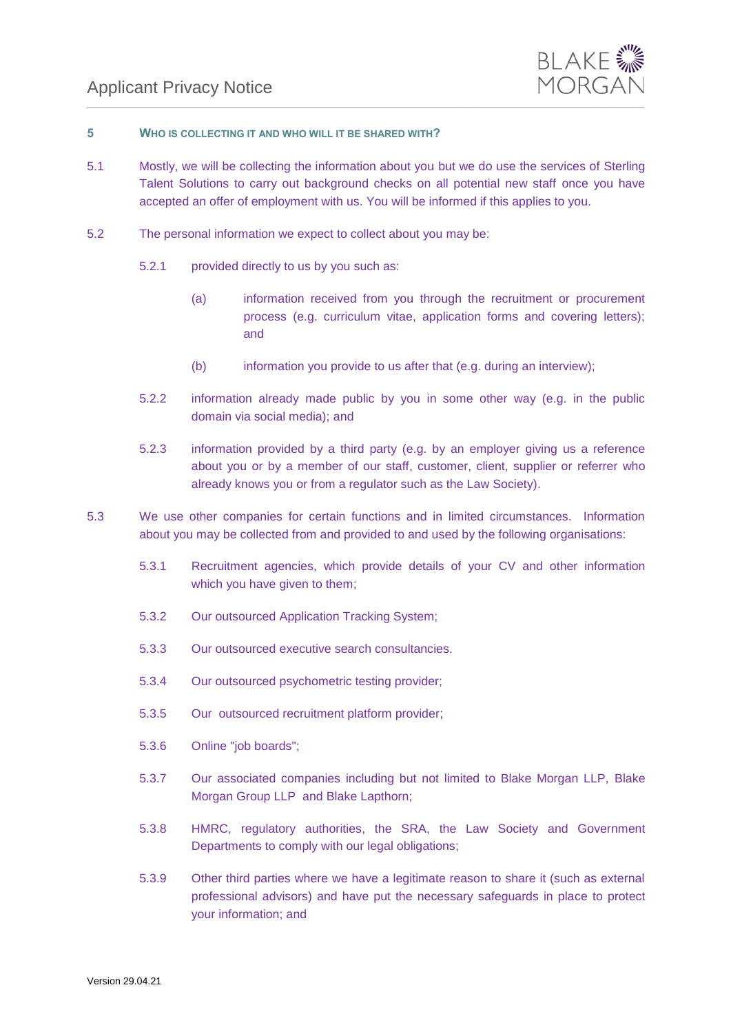## 5 WHO IS COLLECTING IT AND WHO WILL IT BE SHARED WITH?

5.1 Mostly, we will be collecting the information about you but we do use the services of Sterling Talent Solutions to carry out background checks on all potential new staff once you have accepted an offer of employment with us. You will be informed if this applies to you.

5.2 The personal information we expect to collect about you may be:

5.2.1 provided directly to us by you such as:

(a) information received from you through the recruitment or procurement process (e.g. curriculum vitae, application forms and covering letters); and

(b) information you provide to us after that (e.g. during an interview);

5.2.2 information already made public by you in some other way (e.g. in the public domain via social media); and

5.2.3 information provided by a third party (e.g. by an employer giving us a reference about you or by a member of our staff, customer, client, supplier or referrer who already knows you or from a regulator such as the Law Society).

5.3 We use other companies for certain functions and in limited circumstances. Information about you may be collected from and provided to and used by the following organisations:

5.3.1 Recruitment agencies, which provide details of your CV and other information which you have given to them;

5.3.2 Our outsourced Application Tracking System;

5.3.3 Our outsourced executive search consultancies.

5.3.4 Our outsourced psychometric testing provider;

5.3.5 Our outsourced recruitment platform provider;

5.3.6 Online "job boards";

5.3.7 Our associated companies including but not limited to Blake Morgan LLP, Blake Morgan Group LLP and Blake Lapthorn;

5.3.8 HMRC, regulatory authorities, the SRA, the Law Society and Government Departments to comply with our legal obligations;

5.3.9 Other third parties where we have a legitimate reason to share it (such as external professional advisors) and have put the necessary safeguards in place to protect your information; and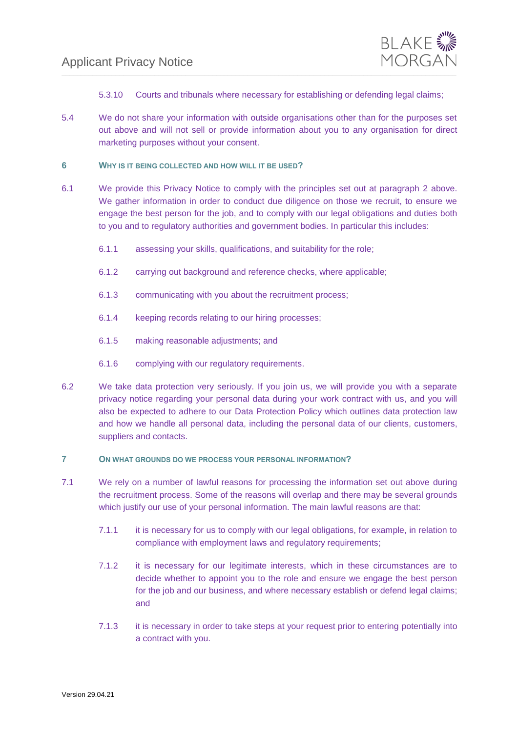5.3.10 Courts and tribunals where necessary for establishing or defending legal claims;

5.4 We do not share your information with outside organisations other than for the purposes set out above and will not sell or provide information about you to any organisation for direct marketing purposes without your consent.

## 6 WHY IS IT BEING COLLECTED AND HOW WILL IT BE USED?

6.1 We provide this Privacy Notice to comply with the principles set out at paragraph 2 above. We gather information in order to conduct due diligence on those we recruit, to ensure we engage the best person for the job, and to comply with our legal obligations and duties both to you and to regulatory authorities and government bodies. In particular this includes:

6.1.1 assessing your skills, qualifications, and suitability for the role;

6.1.2 carrying out background and reference checks, where applicable;

6.1.3 communicating with you about the recruitment process;

6.1.4 keeping records relating to our hiring processes;

6.1.5 making reasonable adjustments; and

6.1.6 complying with our regulatory requirements.

6.2 We take data protection very seriously. If you join us, we will provide you with a separate privacy notice regarding your personal data during your work contract with us, and you will also be expected to adhere to our Data Protection Policy which outlines data protection law and how we handle all personal data, including the personal data of our clients, customers, suppliers and contacts.

## 7 ON WHAT GROUNDS DO WE PROCESS YOUR PERSONAL INFORMATION?

7.1 We rely on a number of lawful reasons for processing the information set out above during the recruitment process. Some of the reasons will overlap and there may be several grounds which justify our use of your personal information. The main lawful reasons are that:

7.1.1 it is necessary for us to comply with our legal obligations, for example, in relation to compliance with employment laws and regulatory requirements;

7.1.2 it is necessary for our legitimate interests, which in these circumstances are to decide whether to appoint you to the role and ensure we engage the best person for the job and our business, and where necessary establish or defend legal claims; and

7.1.3 it is necessary in order to take steps at your request prior to entering potentially into a contract with you.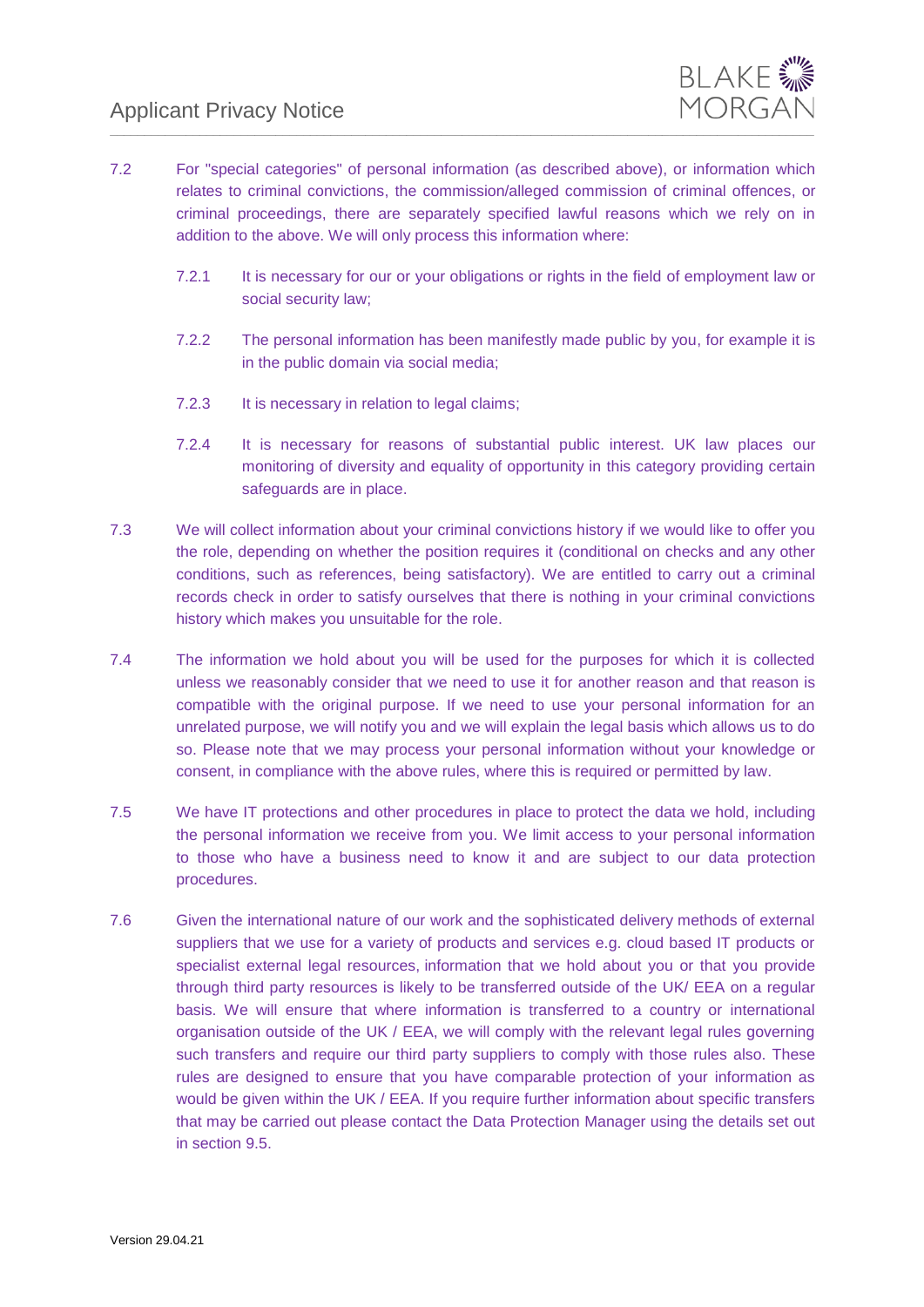7.2 For "special categories" of personal information (as described above), or information which relates to criminal convictions, the commission/alleged commission of criminal offences, or criminal proceedings, there are separately specified lawful reasons which we rely on in addition to the above. We will only process this information where:

7.2.1 It is necessary for our or your obligations or rights in the field of employment law or social security law;

7.2.2 The personal information has been manifestly made public by you, for example it is in the public domain via social media;

7.2.3 It is necessary in relation to legal claims;

7.2.4 It is necessary for reasons of substantial public interest. UK law places our monitoring of diversity and equality of opportunity in this category providing certain safeguards are in place.

7.3 We will collect information about your criminal convictions history if we would like to offer you the role, depending on whether the position requires it (conditional on checks and any other conditions, such as references, being satisfactory). We are entitled to carry out a criminal records check in order to satisfy ourselves that there is nothing in your criminal convictions history which makes you unsuitable for the role.

7.4 The information we hold about you will be used for the purposes for which it is collected unless we reasonably consider that we need to use it for another reason and that reason is compatible with the original purpose. If we need to use your personal information for an unrelated purpose, we will notify you and we will explain the legal basis which allows us to do so. Please note that we may process your personal information without your knowledge or consent, in compliance with the above rules, where this is required or permitted by law.

7.5 We have IT protections and other procedures in place to protect the data we hold, including the personal information we receive from you. We limit access to your personal information to those who have a business need to know it and are subject to our data protection procedures.

7.6 Given the international nature of our work and the sophisticated delivery methods of external suppliers that we use for a variety of products and services e.g. cloud based IT products or specialist external legal resources, information that we hold about you or that you provide through third party resources is likely to be transferred outside of the UK/ EEA on a regular basis. We will ensure that where information is transferred to a country or international organisation outside of the UK / EEA, we will comply with the relevant legal rules governing such transfers and require our third party suppliers to comply with those rules also. These rules are designed to ensure that you have comparable protection of your information as would be given within the UK / EEA. If you require further information about specific transfers that may be carried out please contact the Data Protection Manager using the details set out in section 9.5.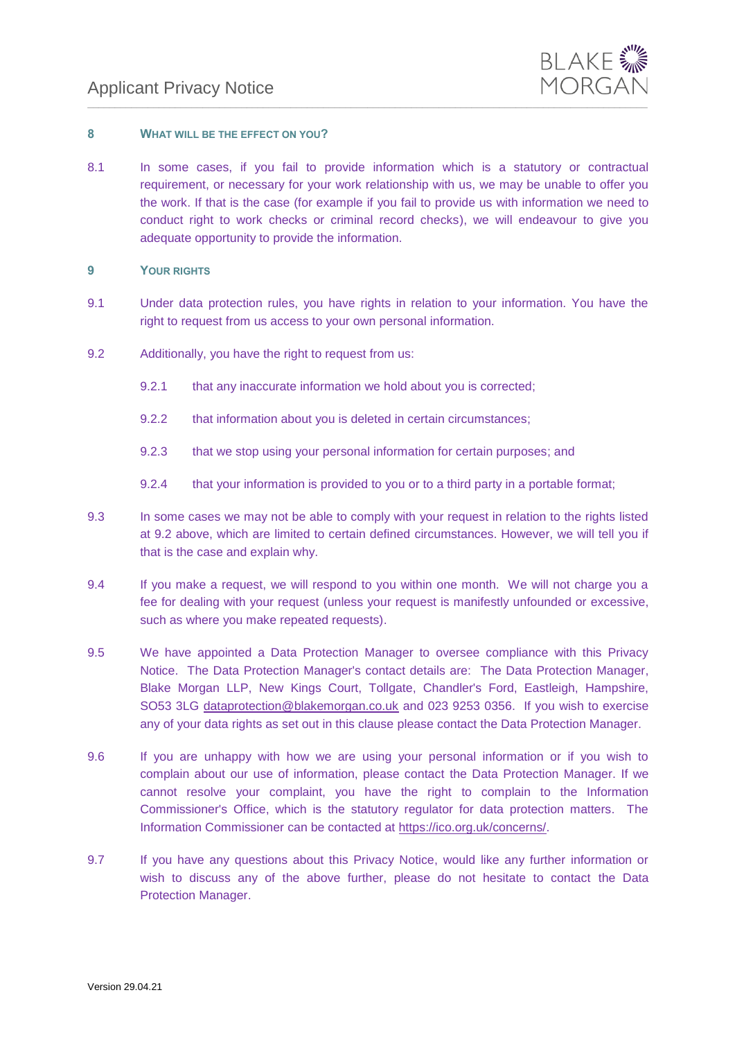## 8 WHAT WILL BE THE EFFECT ON YOU?

8.1 In some cases, if you fail to provide information which is a statutory or contractual requirement, or necessary for your work relationship with us, we may be unable to offer you the work. If that is the case (for example if you fail to provide us with information we need to conduct right to work checks or criminal record checks), we will endeavour to give you adequate opportunity to provide the information.

## 9 YOUR RIGHTS

9.1 Under data protection rules, you have rights in relation to your information. You have the right to request from us access to your own personal information.

9.2 Additionally, you have the right to request from us:

- 9.2.1 that any inaccurate information we hold about you is corrected;
- 9.2.2 that information about you is deleted in certain circumstances;
- 9.2.3 that we stop using your personal information for certain purposes; and
- 9.2.4 that your information is provided to you or to a third party in a portable format;

9.3 In some cases we may not be able to comply with your request in relation to the rights listed at 9.2 above, which are limited to certain defined circumstances. However, we will tell you if that is the case and explain why.

9.4 If you make a request, we will respond to you within one month. We will not charge you a fee for dealing with your request (unless your request is manifestly unfounded or excessive, such as where you make repeated requests).

9.5 We have appointed a Data Protection Manager to oversee compliance with this Privacy Notice. The Data Protection Manager's contact details are: The Data Protection Manager, Blake Morgan LLP, New Kings Court, Tollgate, Chandler's Ford, Eastleigh, Hampshire, SO53 3LG dataprotection@blakemorgan.co.uk and 023 9253 0356. If you wish to exercise any of your data rights as set out in this clause please contact the Data Protection Manager.

9.6 If you are unhappy with how we are using your personal information or if you wish to complain about our use of information, please contact the Data Protection Manager. If we cannot resolve your complaint, you have the right to complain to the Information Commissioner's Office, which is the statutory regulator for data protection matters. The Information Commissioner can be contacted at https://ico.org.uk/concerns/.

9.7 If you have any questions about this Privacy Notice, would like any further information or wish to discuss any of the above further, please do not hesitate to contact the Data Protection Manager.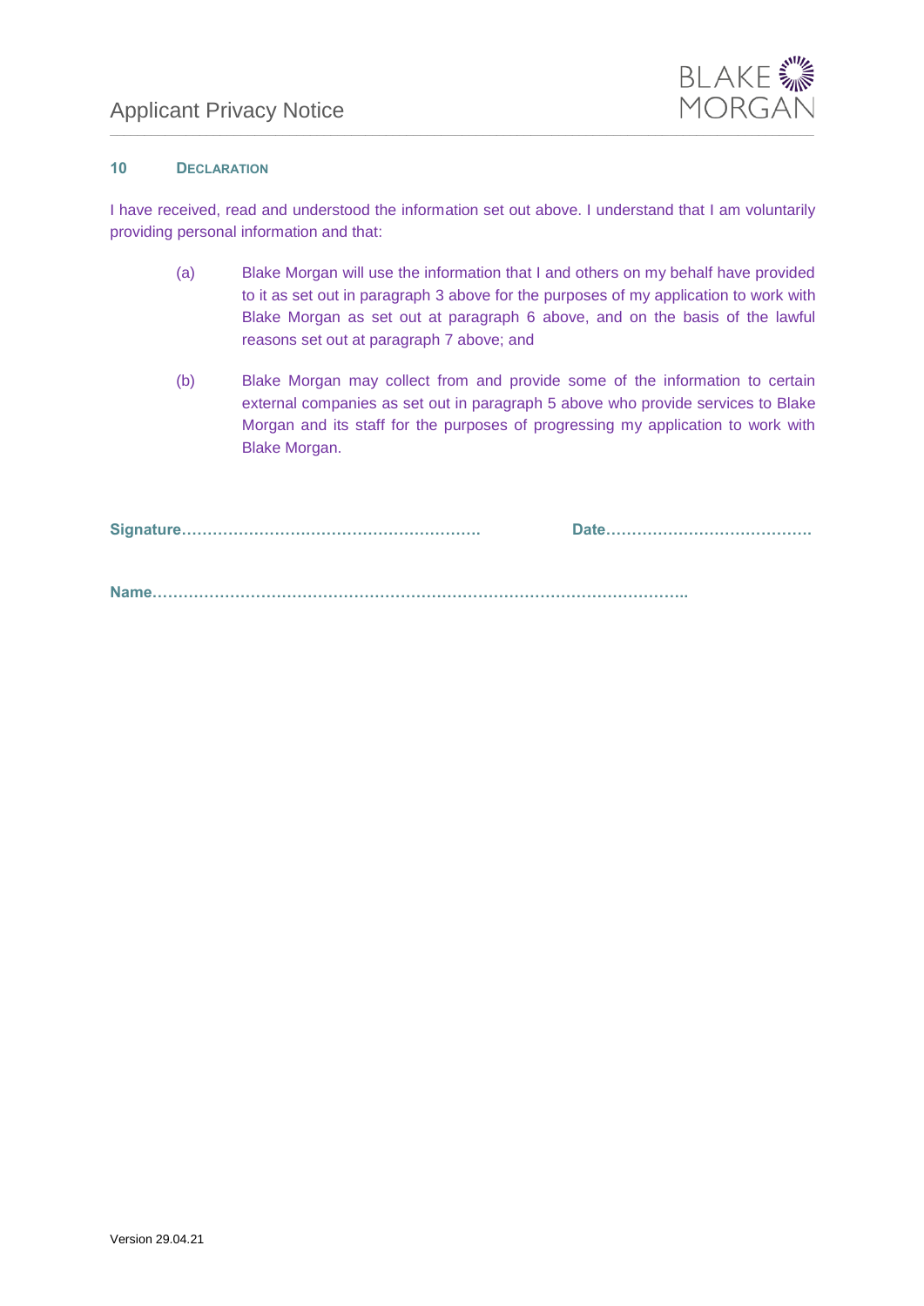## 10 DECLARATION

I have received, read and understood the information set out above. I understand that I am voluntarily providing personal information and that:

(a) Blake Morgan will use the information that I and others on my behalf have provided to it as set out in paragraph 3 above for the purposes of my application to work with Blake Morgan as set out at paragraph 6 above, and on the basis of the lawful reasons set out at paragraph 7 above; and

(b) Blake Morgan may collect from and provide some of the information to certain external companies as set out in paragraph 5 above who provide services to Blake Morgan and its staff for the purposes of progressing my application to work with Blake Morgan.

**Signature…………………………………………………** **Date…………………………………**

**Name……………………………………………………………………………………………..**

Version 29.04.21